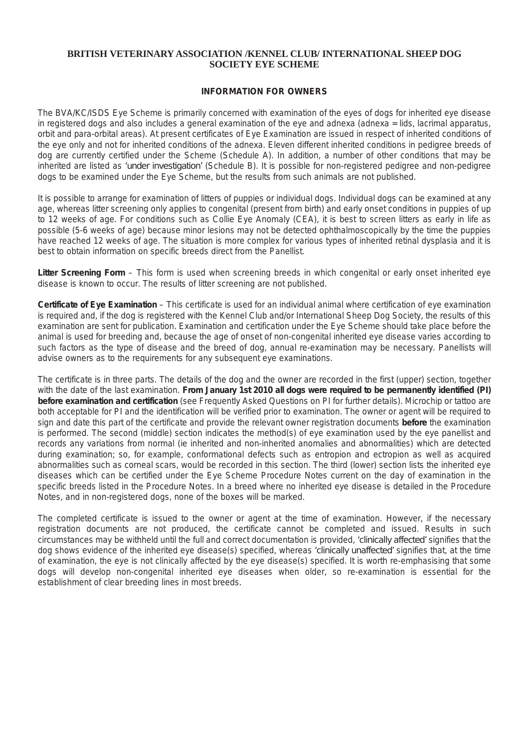# BRITISH VETERINARY ASSOCIATION /KENNEL CLUB/ INTERNATIONAL SHEEP DOG SOCIETY EYE SCHEME

## INFORMATION FOR OWNERS

The BVA/KC/ISDS Eye Scheme is primarily concerned with examination of the eyes of dogs for inherited eye disease in registered dogs and also includes a general examination of the eye and adnexa (adnexa = lids, lacrimal apparatus, orbit and para-orbital areas). At present certificates of Eye Examination are issued in respect of inherited conditions of the eye only and not for inherited conditions of the adnexa. Eleven different inherited conditions in pedigree breeds of dog are currently certified under the Scheme (Schedule A). In addition, a number of other conditions that may be inherited are listed as 'under investigation' (Schedule B). It is possible for non-registered pedigree and non-pedigree dogs to be examined under the Eye Scheme, but the results from such animals are not published.

It is possible to arrange for examination of litters of puppies or individual dogs. Individual dogs can be examined at any age, whereas litter screening only applies to congenital (present from birth) and early onset conditions in puppies of up to 12 weeks of age. For conditions such as Collie Eye Anomaly (CEA), it is best to screen litters as early in life as possible (5-6 weeks of age) because minor lesions may not be detected ophthalmoscopically by the time the puppies have reached 12 weeks of age. The situation is more complex for various types of inherited retinal dysplasia and it is best to obtain information on specific breeds direct from the Panellist.

**Litter Screening Form** – This form is used when screening breeds in which congenital or early onset inherited eye disease is known to occur. The results of litter screening are not published.

**Certificate of Eye Examination** – This certificate is used for an individual animal where certification of eye examination is required and, if the dog is registered with the Kennel Club and/or International Sheep Dog Society, the results of this examination are sent for publication. Examination and certification under the Eye Scheme should take place before the animal is used for breeding and, because the age of onset of non-congenital inherited eye disease varies according to such factors as the type of disease and the breed of dog, annual re-examination may be necessary. Panellists will advise owners as to the requirements for any subsequent eye examinations.

The certificate is in three parts. The details of the dog and the owner are recorded in the first (upper) section, together with the date of the last examination. **From January 1st 2010 all dogs were required to be permanently identified (PI) before examination and certification** (see Frequently Asked Questions on PI for further details). Microchip or tattoo are both acceptable for PI and the identification will be verified prior to examination. The owner or agent will be required to sign and date this part of the certificate and provide the relevant owner registration documents **before** the examination is performed. The second (middle) section indicates the method(s) of eye examination used by the eye panellist and records any variations from normal (ie inherited and non-inherited anomalies and abnormalities) which are detected during examination; so, for example, conformational defects such as entropion and ectropion as well as acquired abnormalities such as corneal scars, would be recorded in this section. The third (lower) section lists the inherited eye diseases which can be certified under the Eye Scheme Procedure Notes current on the day of examination in the specific breeds listed in the Procedure Notes. In a breed where no inherited eye disease is detailed in the Procedure Notes, and in non-registered dogs, none of the boxes will be marked.

The completed certificate is issued to the owner or agent at the time of examination. However, if the necessary registration documents are not produced, the certificate cannot be completed and issued. Results in such circumstances may be withheld until the full and correct documentation is provided, 'clinically affected' signifies that the dog shows evidence of the inherited eye disease(s) specified, whereas 'clinically unaffected' signifies that, at the time of examination, the eye is not clinically affected by the eye disease(s) specified. It is worth re-emphasising that some dogs will develop non-congenital inherited eye diseases when older, so re-examination is essential for the establishment of clear breeding lines in most breeds.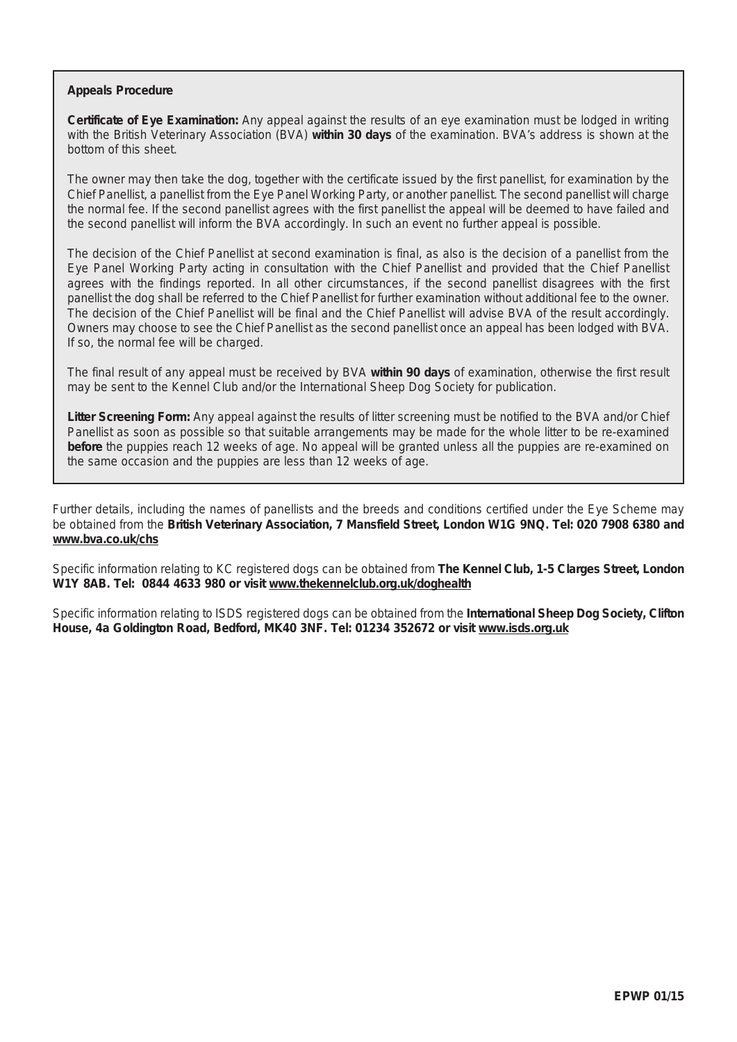**Appeals Procedure**

**Certificate of Eye Examination:** Any appeal against the results of an eye examination must be lodged in writing with the British Veterinary Association (BVA) **within 30 days** of the examination. BVA's address is shown at the bottom of this sheet.

The owner may then take the dog, together with the certificate issued by the first panellist, for examination by the Chief Panellist, a panellist from the Eye Panel Working Party, or another panellist. The second panellist will charge the normal fee. If the second panellist agrees with the first panellist the appeal will be deemed to have failed and the second panellist will inform the BVA accordingly. In such an event no further appeal is possible.

The decision of the Chief Panellist at second examination is final, as also is the decision of a panellist from the Eye Panel Working Party acting in consultation with the Chief Panellist and provided that the Chief Panellist agrees with the findings reported. In all other circumstances, if the second panellist disagrees with the first panellist the dog shall be referred to the Chief Panellist for further examination without additional fee to the owner. The decision of the Chief Panellist will be final and the Chief Panellist will advise BVA of the result accordingly. Owners may choose to see the Chief Panellist as the second panellist once an appeal has been lodged with BVA. If so, the normal fee will be charged.

The final result of any appeal must be received by BVA **within 90 days** of examination, otherwise the first result may be sent to the Kennel Club and/or the International Sheep Dog Society for publication.

**Litter Screening Form:** Any appeal against the results of litter screening must be notified to the BVA and/or Chief Panellist as soon as possible so that suitable arrangements may be made for the whole litter to be re-examined **before** the puppies reach 12 weeks of age. No appeal will be granted unless all the puppies are re-examined on the same occasion and the puppies are less than 12 weeks of age.

Further details, including the names of panellists and the breeds and conditions certified under the Eye Scheme may be obtained from the **British Veterinary Association, 7 Mansfield Street, London W1G 9NQ. Tel: 020 7908 6380 and www.bva.co.uk/chs**

Specific information relating to KC registered dogs can be obtained from **The Kennel Club, 1-5 Clarges Street, London W1Y 8AB. Tel: 0844 4633 980 or visit www.thekennelclub.org.uk/doghealth**

Specific information relating to ISDS registered dogs can be obtained from the **International Sheep Dog Society, Clifton House, 4a Goldington Road, Bedford, MK40 3NF. Tel: 01234 352672 or visit www.isds.org.uk**

**EPWP 01/15**